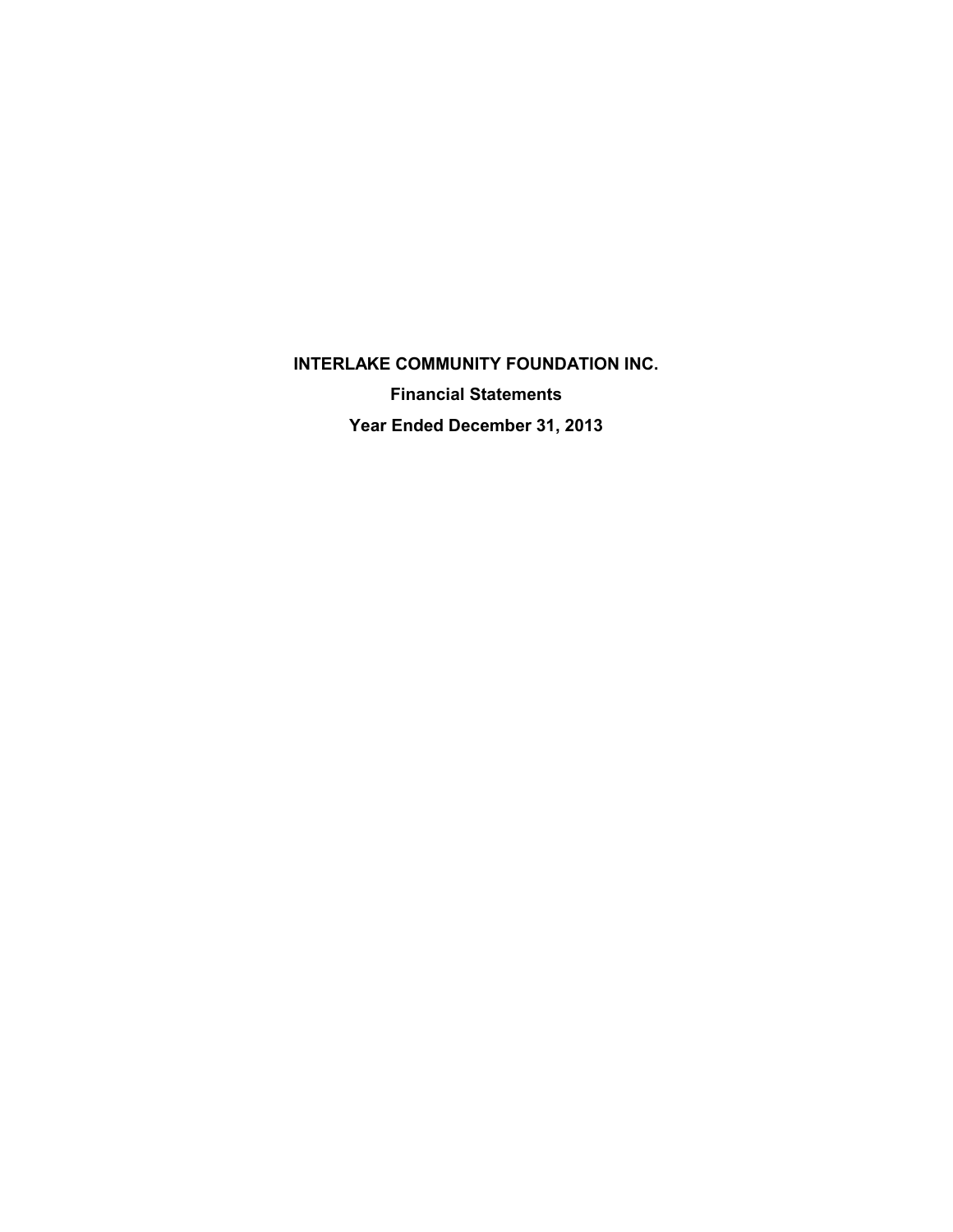# INTERLAKE COMMUNITY FOUNDATION INC.

## Financial Statements

## Year Ended December 31, 2013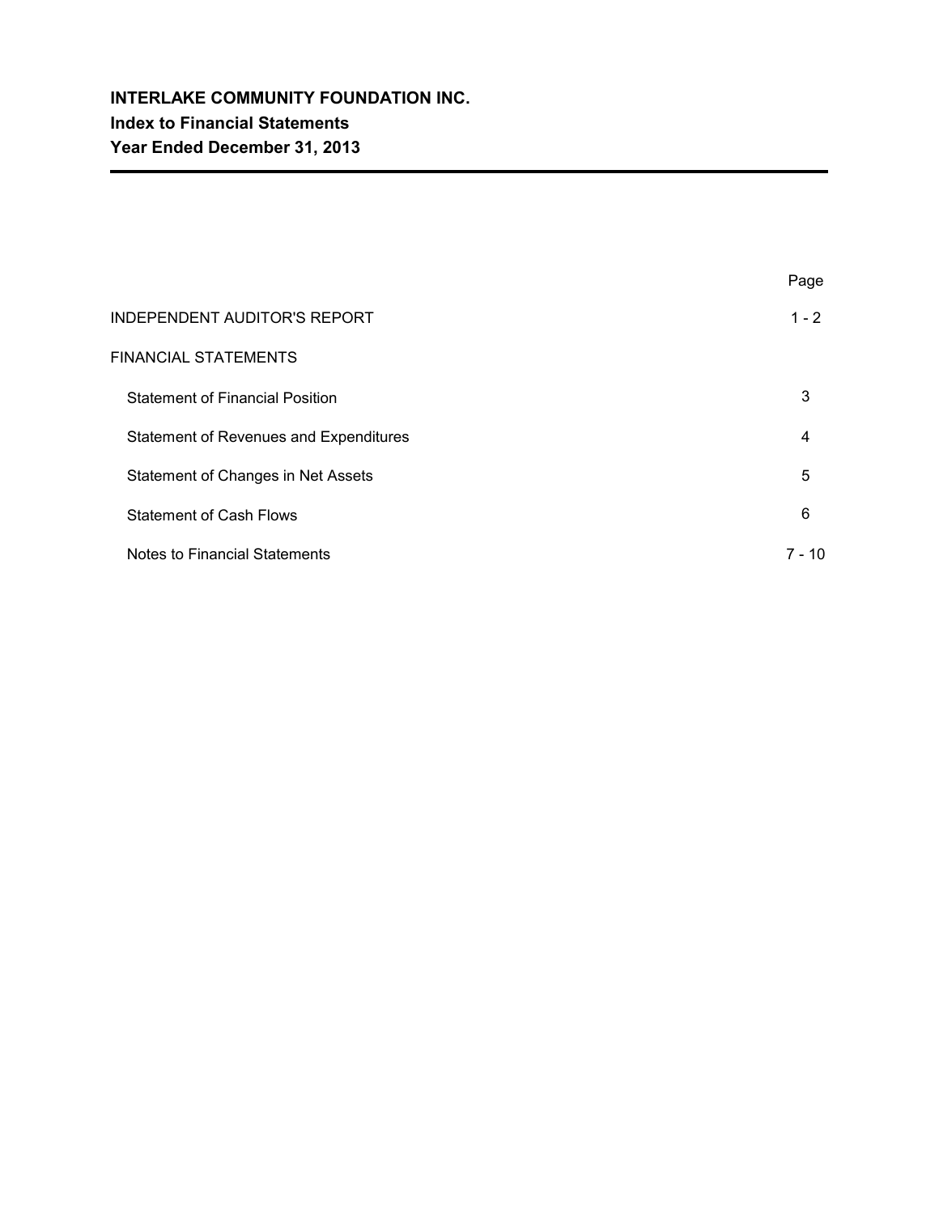# INTERLAKE COMMUNITY FOUNDATION INC.
## Index to Financial Statements
## Year Ended December 31, 2013

| | Page |
|---|---|
| INDEPENDENT AUDITOR'S REPORT | 1 - 2 |
| FINANCIAL STATEMENTS | |
| Statement of Financial Position | 3 |
| Statement of Revenues and Expenditures | 4 |
| Statement of Changes in Net Assets | 5 |
| Statement of Cash Flows | 6 |
| Notes to Financial Statements | 7 - 10 |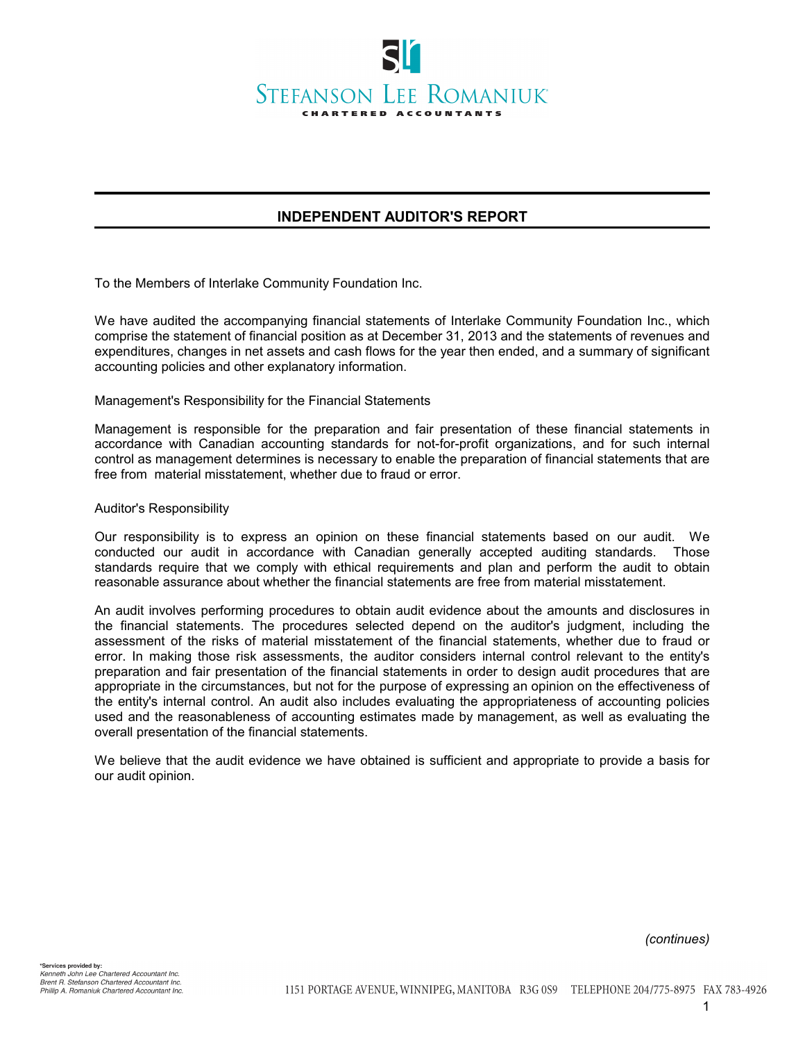Stefanson Lee Romaniuk®
CHARTERED ACCOUNTANTS

## INDEPENDENT AUDITOR'S REPORT

To the Members of Interlake Community Foundation Inc.

We have audited the accompanying financial statements of Interlake Community Foundation Inc., which comprise the statement of financial position as at December 31, 2013 and the statements of revenues and expenditures, changes in net assets and cash flows for the year then ended, and a summary of significant accounting policies and other explanatory information.

Management's Responsibility for the Financial Statements

Management is responsible for the preparation and fair presentation of these financial statements in accordance with Canadian accounting standards for not-for-profit organizations, and for such internal control as management determines is necessary to enable the preparation of financial statements that are free from material misstatement, whether due to fraud or error.

Auditor's Responsibility

Our responsibility is to express an opinion on these financial statements based on our audit. We conducted our audit in accordance with Canadian generally accepted auditing standards. Those standards require that we comply with ethical requirements and plan and perform the audit to obtain reasonable assurance about whether the financial statements are free from material misstatement.

An audit involves performing procedures to obtain audit evidence about the amounts and disclosures in the financial statements. The procedures selected depend on the auditor's judgment, including the assessment of the risks of material misstatement of the financial statements, whether due to fraud or error. In making those risk assessments, the auditor considers internal control relevant to the entity's preparation and fair presentation of the financial statements in order to design audit procedures that are appropriate in the circumstances, but not for the purpose of expressing an opinion on the effectiveness of the entity's internal control. An audit also includes evaluating the appropriateness of accounting policies used and the reasonableness of accounting estimates made by management, as well as evaluating the overall presentation of the financial statements.

We believe that the audit evidence we have obtained is sufficient and appropriate to provide a basis for our audit opinion.

*(continues)*

*Services provided by:
*Kenneth John Lee Chartered Accountant Inc.*
*Brent R. Stefanson Chartered Accountant Inc.*
*Phillip A. Romaniuk Chartered Accountant Inc.*

1151 PORTAGE AVENUE, WINNIPEG, MANITOBA R3G 0S9 TELEPHONE 204/775-8975 FAX 783-4926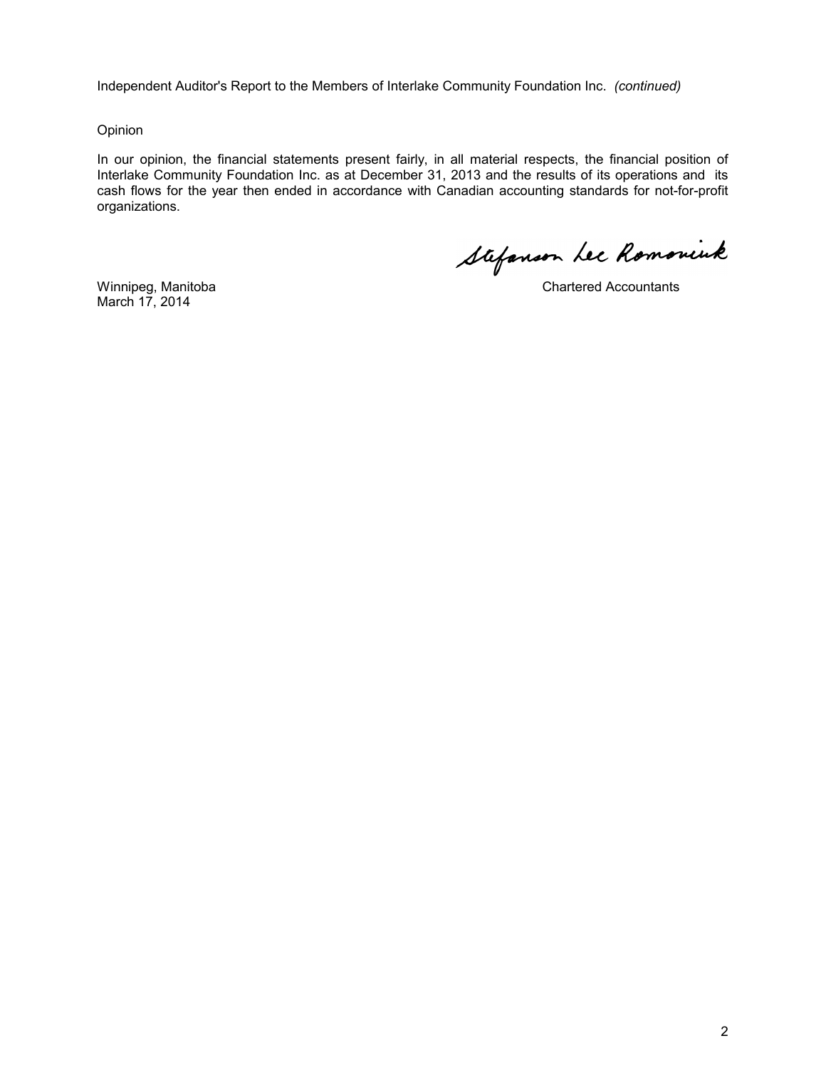Independent Auditor's Report to the Members of Interlake Community Foundation Inc. *(continued)*

Opinion

In our opinion, the financial statements present fairly, in all material respects, the financial position of Interlake Community Foundation Inc. as at December 31, 2013 and the results of its operations and its cash flows for the year then ended in accordance with Canadian accounting standards for not-for-profit organizations.

Stefanson Lee Romaniuk

Winnipeg, Manitoba
March 17, 2014

Chartered Accountants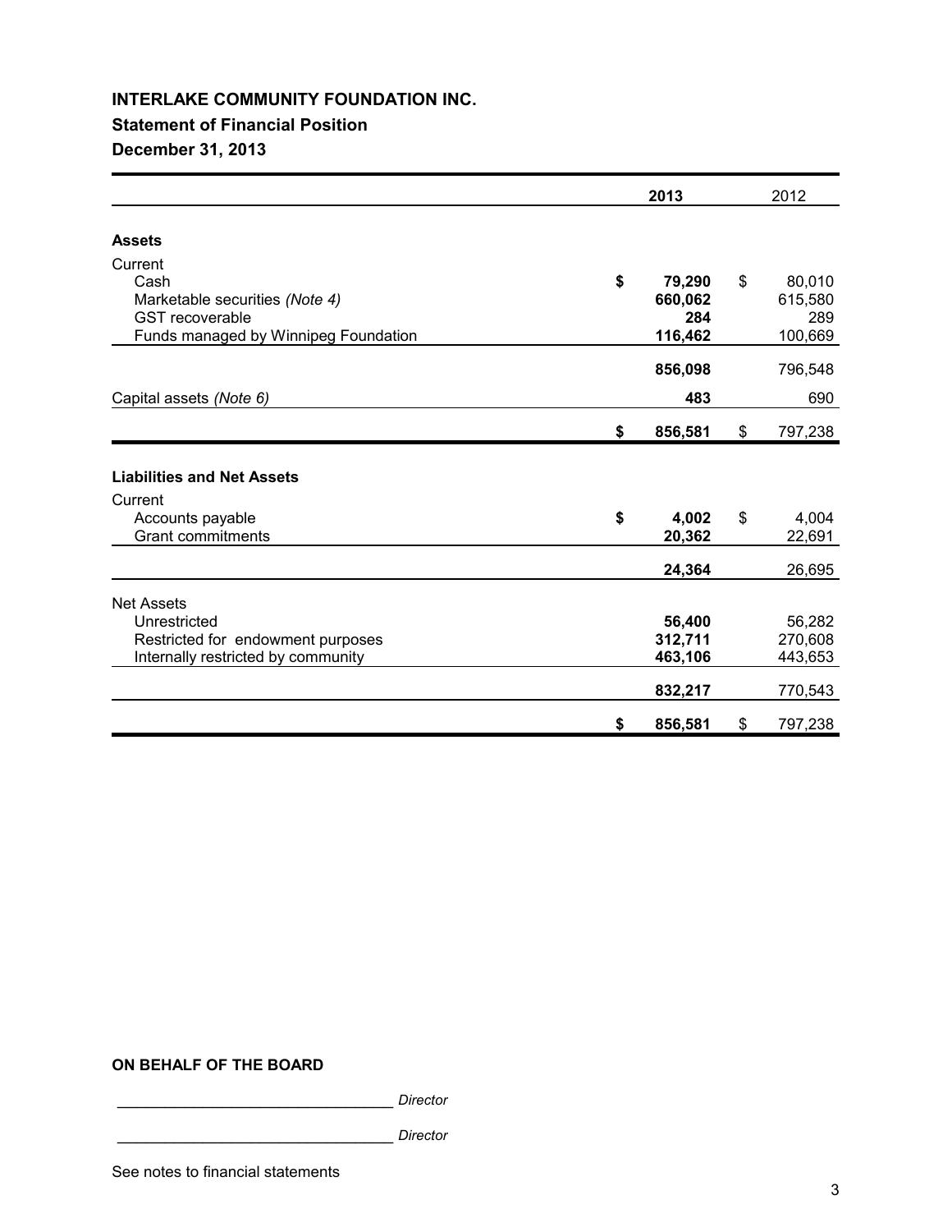# INTERLAKE COMMUNITY FOUNDATION INC.

## Statement of Financial Position

## December 31, 2013

| | 2013 | 2012 |
|---|---|---|
| **Assets** | | |
| Current | | |
| Cash | **$ 79,290** | $ 80,010 |
| Marketable securities *(Note 4)* | **660,062** | 615,580 |
| GST recoverable | **284** | 289 |
| Funds managed by Winnipeg Foundation | **116,462** | 100,669 |
| | **856,098** | 796,548 |
| Capital assets *(Note 6)* | **483** | 690 |
| | **$ 856,581** | $ 797,238 |
| **Liabilities and Net Assets** | | |
| Current | | |
| Accounts payable | **$ 4,002** | $ 4,004 |
| Grant commitments | **20,362** | 22,691 |
| | **24,364** | 26,695 |
| Net Assets | | |
| Unrestricted | **56,400** | 56,282 |
| Restricted for endowment purposes | **312,711** | 270,608 |
| Internally restricted by community | **463,106** | 443,653 |
| | **832,217** | 770,543 |
| | **$ 856,581** | $ 797,238 |

**ON BEHALF OF THE BOARD**

_________________________________ *Director*

_________________________________ *Director*

See notes to financial statements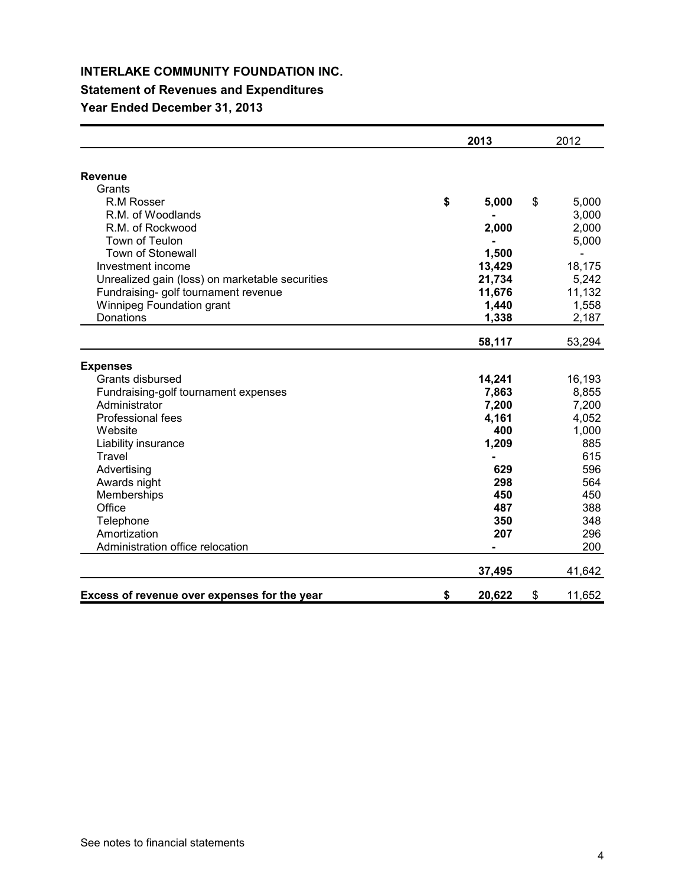**INTERLAKE COMMUNITY FOUNDATION INC.**

**Statement of Revenues and Expenditures**

**Year Ended December 31, 2013**

| | 2013 | 2012 |
|---|---|---|
| **Revenue** | | |
| Grants | | |
| R.M Rosser | $ 5,000 | $ 5,000 |
| R.M. of Woodlands | - | 3,000 |
| R.M. of Rockwood | 2,000 | 2,000 |
| Town of Teulon | - | 5,000 |
| Town of Stonewall | 1,500 | - |
| Investment income | 13,429 | 18,175 |
| Unrealized gain (loss) on marketable securities | 21,734 | 5,242 |
| Fundraising- golf tournament revenue | 11,676 | 11,132 |
| Winnipeg Foundation grant | 1,440 | 1,558 |
| Donations | 1,338 | 2,187 |
| | 58,117 | 53,294 |
| **Expenses** | | |
| Grants disbursed | 14,241 | 16,193 |
| Fundraising-golf tournament expenses | 7,863 | 8,855 |
| Administrator | 7,200 | 7,200 |
| Professional fees | 4,161 | 4,052 |
| Website | 400 | 1,000 |
| Liability insurance | 1,209 | 885 |
| Travel | - | 615 |
| Advertising | 629 | 596 |
| Awards night | 298 | 564 |
| Memberships | 450 | 450 |
| Office | 487 | 388 |
| Telephone | 350 | 348 |
| Amortization | 207 | 296 |
| Administration office relocation | - | 200 |
| | 37,495 | 41,642 |
| **Excess of revenue over expenses for the year** | $ 20,622 | $ 11,652 |

See notes to financial statements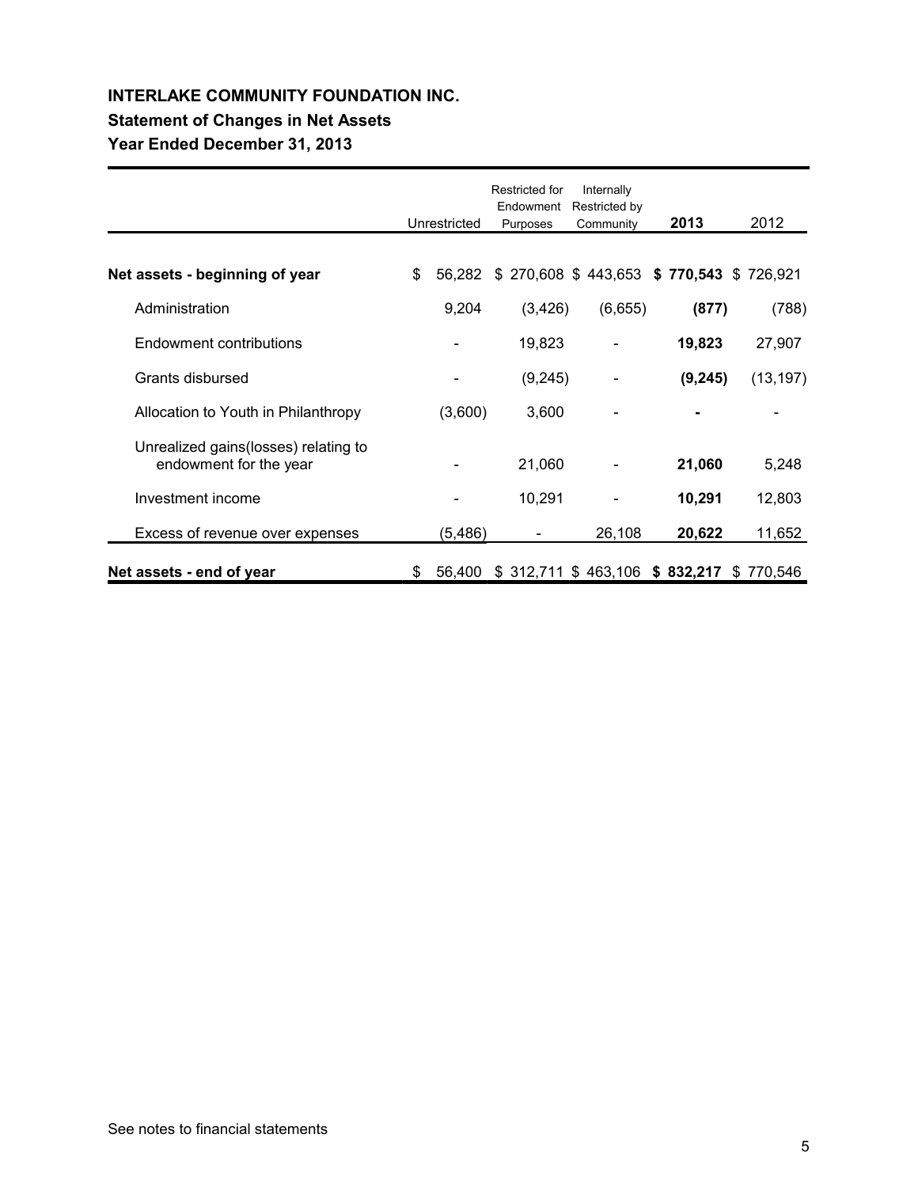**INTERLAKE COMMUNITY FOUNDATION INC.**

**Statement of Changes in Net Assets**

**Year Ended December 31, 2013**

| | Unrestricted | Restricted for Endowment Purposes | Internally Restricted by Community | 2013 | 2012 |
|---|---|---|---|---|---|
| **Net assets - beginning of year** | $ 56,282 | $ 270,608 | $ 443,653 | **$ 770,543** | $ 726,921 |
| Administration | 9,204 | (3,426) | (6,655) | **(877)** | (788) |
| Endowment contributions | - | 19,823 | - | **19,823** | 27,907 |
| Grants disbursed | - | (9,245) | - | **(9,245)** | (13,197) |
| Allocation to Youth in Philanthropy | (3,600) | 3,600 | - | **-** | - |
| Unrealized gains(losses) relating to endowment for the year | - | 21,060 | - | **21,060** | 5,248 |
| Investment income | - | 10,291 | - | **10,291** | 12,803 |
| Excess of revenue over expenses | (5,486) | - | 26,108 | **20,622** | 11,652 |
| **Net assets - end of year** | $ 56,400 | $ 312,711 | $ 463,106 | **$ 832,217** | $ 770,546 |

See notes to financial statements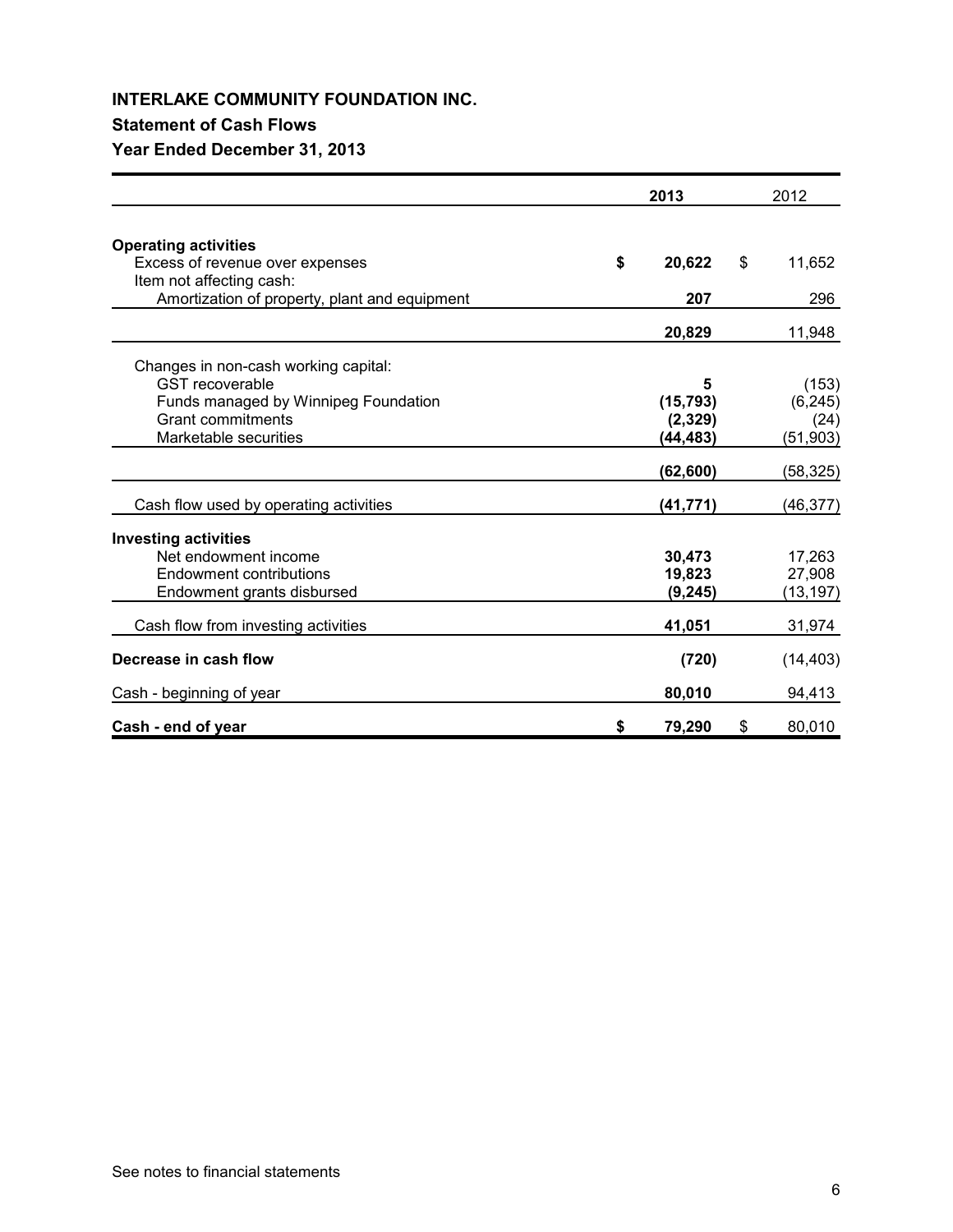**INTERLAKE COMMUNITY FOUNDATION INC.**

**Statement of Cash Flows**

**Year Ended December 31, 2013**

| | 2013 | 2012 |
|---|---|---|
| **Operating activities** | | |
| Excess of revenue over expenses | $ 20,622 | $ 11,652 |
| Item not affecting cash: | | |
| Amortization of property, plant and equipment | 207 | 296 |
| | 20,829 | 11,948 |
| Changes in non-cash working capital: | | |
| GST recoverable | 5 | (153) |
| Funds managed by Winnipeg Foundation | (15,793) | (6,245) |
| Grant commitments | (2,329) | (24) |
| Marketable securities | (44,483) | (51,903) |
| | (62,600) | (58,325) |
| Cash flow used by operating activities | (41,771) | (46,377) |
| **Investing activities** | | |
| Net endowment income | 30,473 | 17,263 |
| Endowment contributions | 19,823 | 27,908 |
| Endowment grants disbursed | (9,245) | (13,197) |
| Cash flow from investing activities | 41,051 | 31,974 |
| **Decrease in cash flow** | (720) | (14,403) |
| Cash - beginning of year | 80,010 | 94,413 |
| **Cash - end of year** | $ 79,290 | $ 80,010 |

See notes to financial statements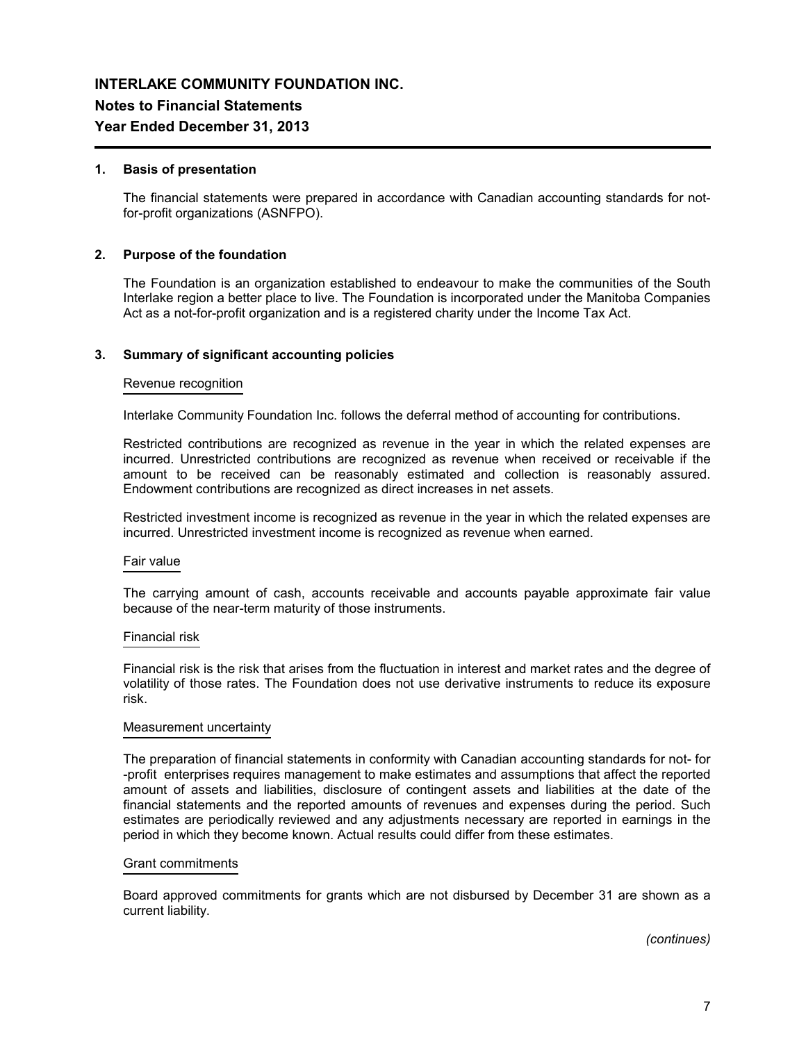# INTERLAKE COMMUNITY FOUNDATION INC.

## Notes to Financial Statements

## Year Ended December 31, 2013

### 1. Basis of presentation

The financial statements were prepared in accordance with Canadian accounting standards for not-for-profit organizations (ASNFPO).

### 2. Purpose of the foundation

The Foundation is an organization established to endeavour to make the communities of the South Interlake region a better place to live. The Foundation is incorporated under the Manitoba Companies Act as a not-for-profit organization and is a registered charity under the Income Tax Act.

### 3. Summary of significant accounting policies

Revenue recognition

Interlake Community Foundation Inc. follows the deferral method of accounting for contributions.

Restricted contributions are recognized as revenue in the year in which the related expenses are incurred. Unrestricted contributions are recognized as revenue when received or receivable if the amount to be received can be reasonably estimated and collection is reasonably assured. Endowment contributions are recognized as direct increases in net assets.

Restricted investment income is recognized as revenue in the year in which the related expenses are incurred. Unrestricted investment income is recognized as revenue when earned.

Fair value

The carrying amount of cash, accounts receivable and accounts payable approximate fair value because of the near-term maturity of those instruments.

Financial risk

Financial risk is the risk that arises from the fluctuation in interest and market rates and the degree of volatility of those rates. The Foundation does not use derivative instruments to reduce its exposure risk.

Measurement uncertainty

The preparation of financial statements in conformity with Canadian accounting standards for not- for -profit enterprises requires management to make estimates and assumptions that affect the reported amount of assets and liabilities, disclosure of contingent assets and liabilities at the date of the financial statements and the reported amounts of revenues and expenses during the period. Such estimates are periodically reviewed and any adjustments necessary are reported in earnings in the period in which they become known. Actual results could differ from these estimates.

Grant commitments

Board approved commitments for grants which are not disbursed by December 31 are shown as a current liability.

*(continues)*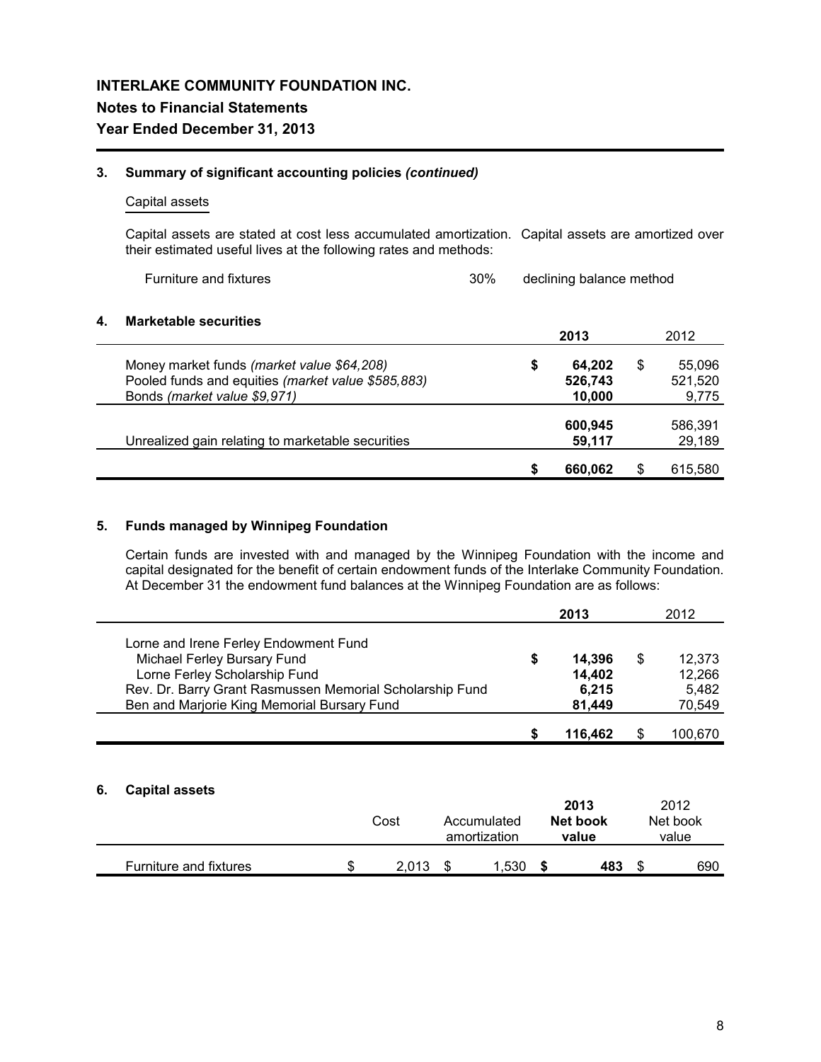## INTERLAKE COMMUNITY FOUNDATION INC.

### Notes to Financial Statements

### Year Ended December 31, 2013

**3. Summary of significant accounting policies *(continued)***

Capital assets

Capital assets are stated at cost less accumulated amortization. Capital assets are amortized over their estimated useful lives at the following rates and methods:

| | | |
|---|---|---|
| Furniture and fixtures | 30% | declining balance method |

**4. Marketable securities**

| | **2013** | 2012 |
|---|---|---|
| Money market funds *(market value $64,208)* | **$ 64,202** | $ 55,096 |
| Pooled funds and equities *(market value $585,883)* | **526,743** | 521,520 |
| Bonds *(market value $9,971)* | **10,000** | 9,775 |
| | **600,945** | 586,391 |
| Unrealized gain relating to marketable securities | **59,117** | 29,189 |
| | **$ 660,062** | $ 615,580 |

**5. Funds managed by Winnipeg Foundation**

Certain funds are invested with and managed by the Winnipeg Foundation with the income and capital designated for the benefit of certain endowment funds of the Interlake Community Foundation. At December 31 the endowment fund balances at the Winnipeg Foundation are as follows:

| | **2013** | 2012 |
|---|---|---|
| Lorne and Irene Ferley Endowment Fund | | |
| Michael Ferley Bursary Fund | **$ 14,396** | $ 12,373 |
| Lorne Ferley Scholarship Fund | **14,402** | 12,266 |
| Rev. Dr. Barry Grant Rasmussen Memorial Scholarship Fund | **6,215** | 5,482 |
| Ben and Marjorie King Memorial Bursary Fund | **81,449** | 70,549 |
| | **$ 116,462** | $ 100,670 |

**6. Capital assets**

| | Cost | Accumulated amortization | **2013 Net book value** | 2012 Net book value |
|---|---|---|---|---|
| Furniture and fixtures | $ 2,013 | $ 1,530 | **$ 483** | $ 690 |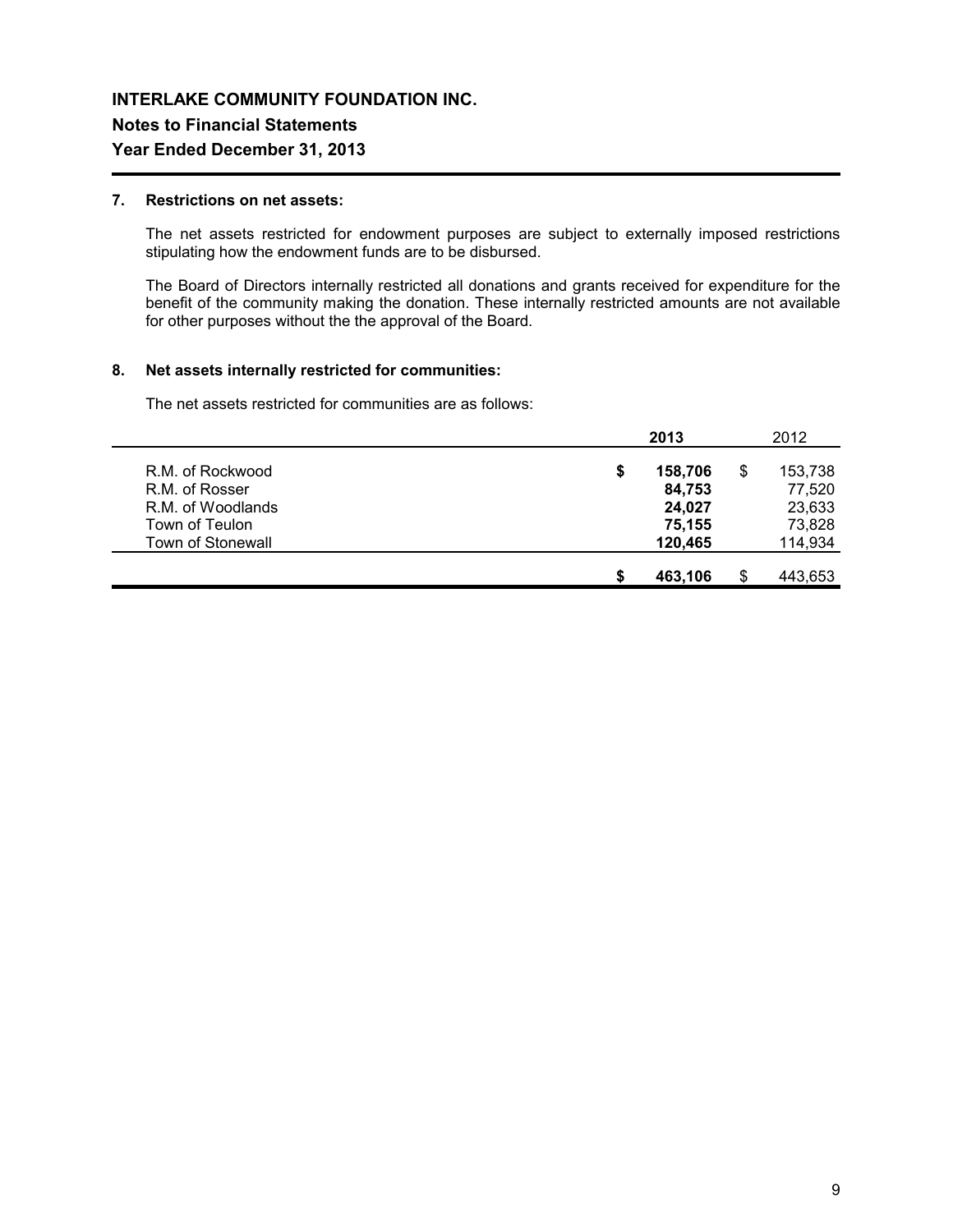# INTERLAKE COMMUNITY FOUNDATION INC.

## Notes to Financial Statements

## Year Ended December 31, 2013

### 7. Restrictions on net assets:

The net assets restricted for endowment purposes are subject to externally imposed restrictions stipulating how the endowment funds are to be disbursed.

The Board of Directors internally restricted all donations and grants received for expenditure for the benefit of the community making the donation. These internally restricted amounts are not available for other purposes without the the approval of the Board.

### 8. Net assets internally restricted for communities:

The net assets restricted for communities are as follows:

| | **2013** | 2012 |
|---|---|---|
| R.M. of Rockwood | **$ 158,706** | $ 153,738 |
| R.M. of Rosser | **84,753** | 77,520 |
| R.M. of Woodlands | **24,027** | 23,633 |
| Town of Teulon | **75,155** | 73,828 |
| Town of Stonewall | **120,465** | 114,934 |
| | **$ 463,106** | $ 443,653 |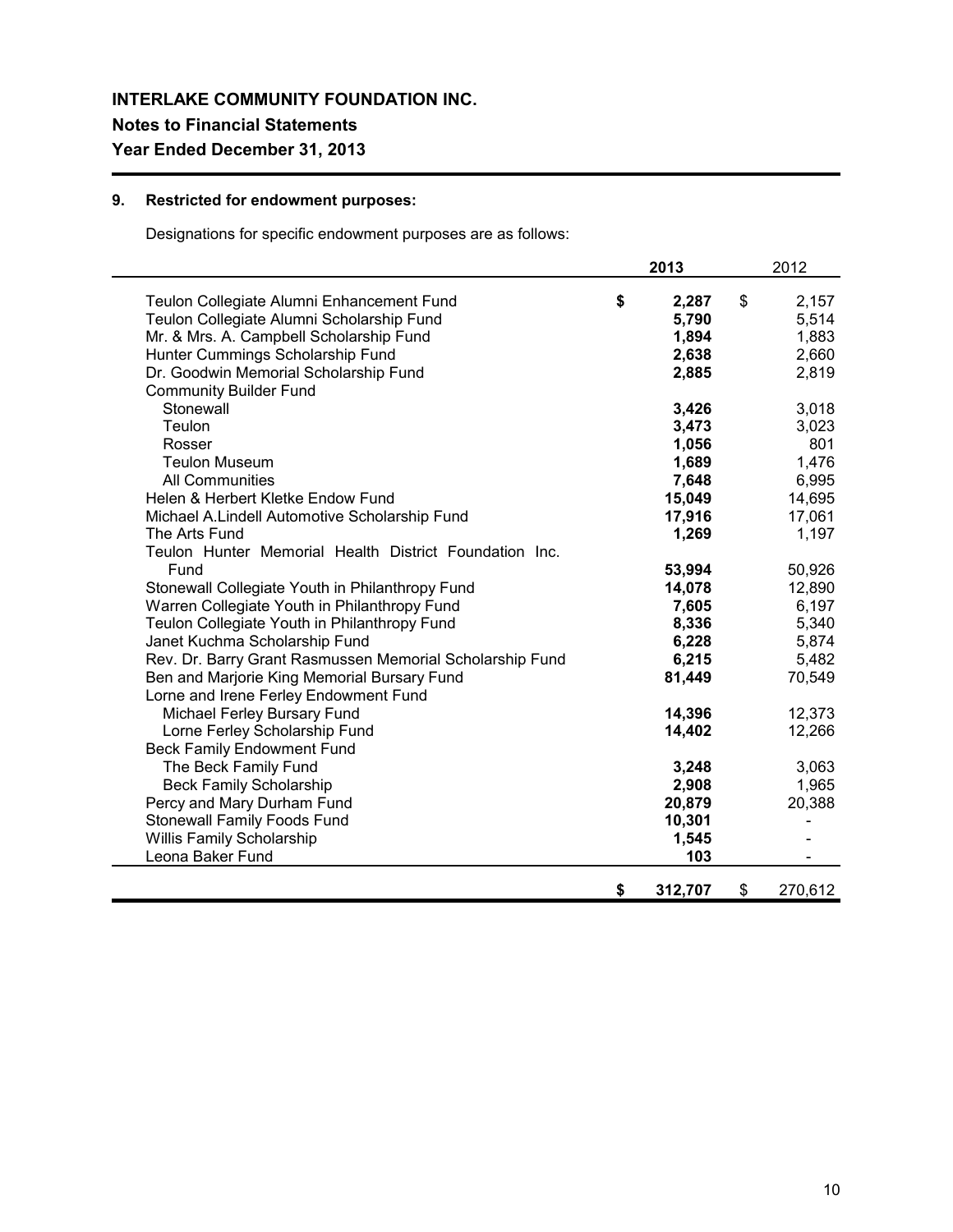**INTERLAKE COMMUNITY FOUNDATION INC.**

**Notes to Financial Statements**

**Year Ended December 31, 2013**

### 9. Restricted for endowment purposes:

Designations for specific endowment purposes are as follows:

| | **2013** | 2012 |
|---|---|---|
| Teulon Collegiate Alumni Enhancement Fund | **$ 2,287** | $ 2,157 |
| Teulon Collegiate Alumni Scholarship Fund | **5,790** | 5,514 |
| Mr. & Mrs. A. Campbell Scholarship Fund | **1,894** | 1,883 |
| Hunter Cummings Scholarship Fund | **2,638** | 2,660 |
| Dr. Goodwin Memorial Scholarship Fund | **2,885** | 2,819 |
| Community Builder Fund | | |
| Stonewall | **3,426** | 3,018 |
| Teulon | **3,473** | 3,023 |
| Rosser | **1,056** | 801 |
| Teulon Museum | **1,689** | 1,476 |
| All Communities | **7,648** | 6,995 |
| Helen & Herbert Kletke Endow Fund | **15,049** | 14,695 |
| Michael A.Lindell Automotive Scholarship Fund | **17,916** | 17,061 |
| The Arts Fund | **1,269** | 1,197 |
| Teulon Hunter Memorial Health District Foundation Inc. Fund | **53,994** | 50,926 |
| Stonewall Collegiate Youth in Philanthropy Fund | **14,078** | 12,890 |
| Warren Collegiate Youth in Philanthropy Fund | **7,605** | 6,197 |
| Teulon Collegiate Youth in Philanthropy Fund | **8,336** | 5,340 |
| Janet Kuchma Scholarship Fund | **6,228** | 5,874 |
| Rev. Dr. Barry Grant Rasmussen Memorial Scholarship Fund | **6,215** | 5,482 |
| Ben and Marjorie King Memorial Bursary Fund | **81,449** | 70,549 |
| Lorne and Irene Ferley Endowment Fund | | |
| Michael Ferley Bursary Fund | **14,396** | 12,373 |
| Lorne Ferley Scholarship Fund | **14,402** | 12,266 |
| Beck Family Endowment Fund | | |
| The Beck Family Fund | **3,248** | 3,063 |
| Beck Family Scholarship | **2,908** | 1,965 |
| Percy and Mary Durham Fund | **20,879** | 20,388 |
| Stonewall Family Foods Fund | **10,301** | - |
| Willis Family Scholarship | **1,545** | - |
| Leona Baker Fund | **103** | - |
| | **$ 312,707** | $ 270,612 |